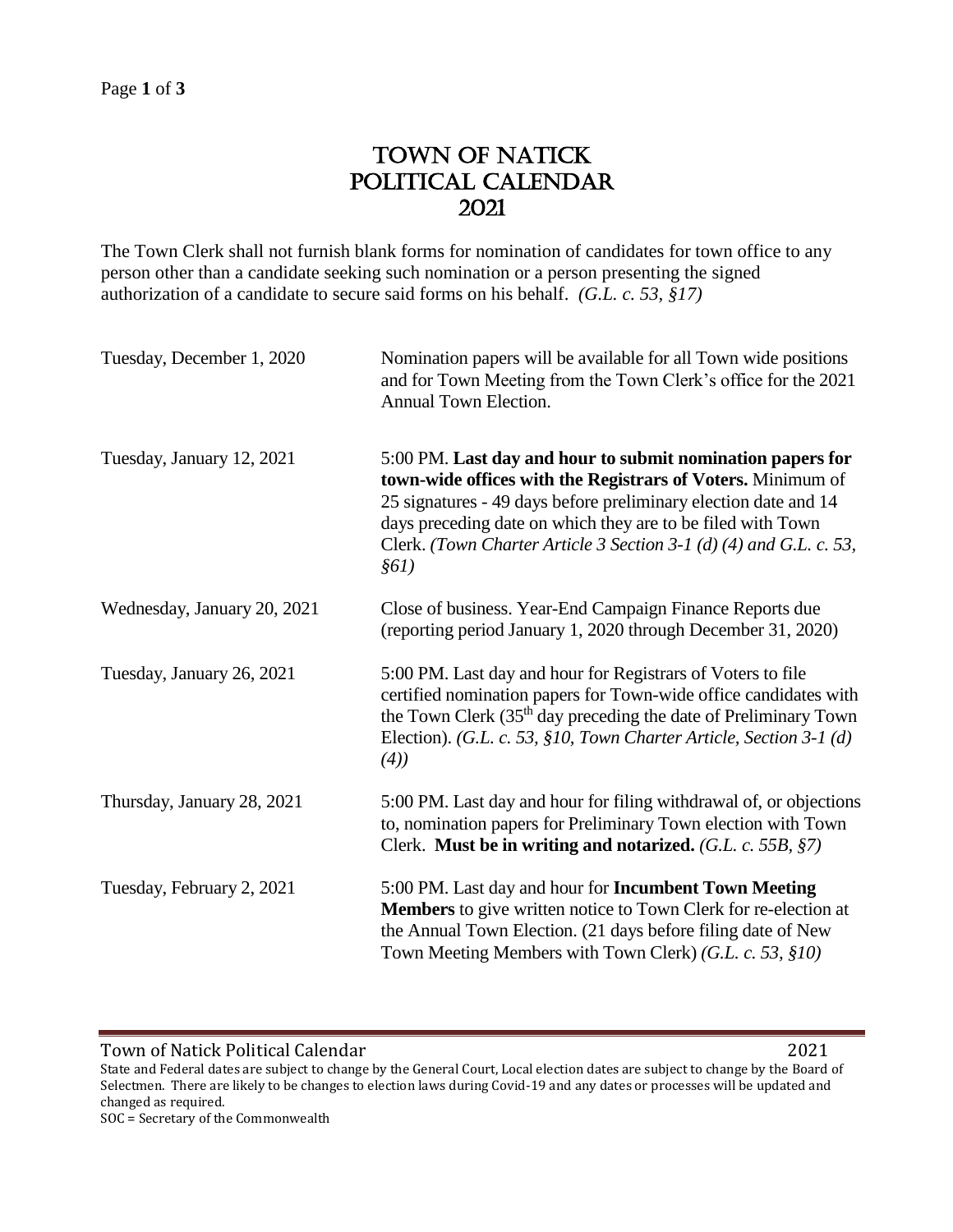# TOWN OF NATICK POLITICAL CALENDAR 2021

The Town Clerk shall not furnish blank forms for nomination of candidates for town office to any person other than a candidate seeking such nomination or a person presenting the signed authorization of a candidate to secure said forms on his behalf. *(G.L. c. 53, §17)*

| | |
|---|---|
| Tuesday, December 1, 2020 | Nomination papers will be available for all Town wide positions and for Town Meeting from the Town Clerk's office for the 2021 Annual Town Election. |
| Tuesday, January 12, 2021 | 5:00 PM. **Last day and hour to submit nomination papers for town-wide offices with the Registrars of Voters.** Minimum of 25 signatures - 49 days before preliminary election date and 14 days preceding date on which they are to be filed with Town Clerk. *(Town Charter Article 3 Section 3-1 (d) (4) and G.L. c. 53, §61)* |
| Wednesday, January 20, 2021 | Close of business. Year-End Campaign Finance Reports due (reporting period January 1, 2020 through December 31, 2020) |
| Tuesday, January 26, 2021 | 5:00 PM. Last day and hour for Registrars of Voters to file certified nomination papers for Town-wide office candidates with the Town Clerk (35th day preceding the date of Preliminary Town Election). *(G.L. c. 53, §10, Town Charter Article, Section 3-1 (d) (4))* |
| Thursday, January 28, 2021 | 5:00 PM. Last day and hour for filing withdrawal of, or objections to, nomination papers for Preliminary Town election with Town Clerk. **Must be in writing and notarized.** *(G.L. c. 55B, §7)* |
| Tuesday, February 2, 2021 | 5:00 PM. Last day and hour for **Incumbent Town Meeting Members** to give written notice to Town Clerk for re-election at the Annual Town Election. (21 days before filing date of New Town Meeting Members with Town Clerk) *(G.L. c. 53, §10)* |

State and Federal dates are subject to change by the General Court, Local election dates are subject to change by the Board of Selectmen. There are likely to be changes to election laws during Covid-19 and any dates or processes will be updated and changed as required.

SOC = Secretary of the Commonwealth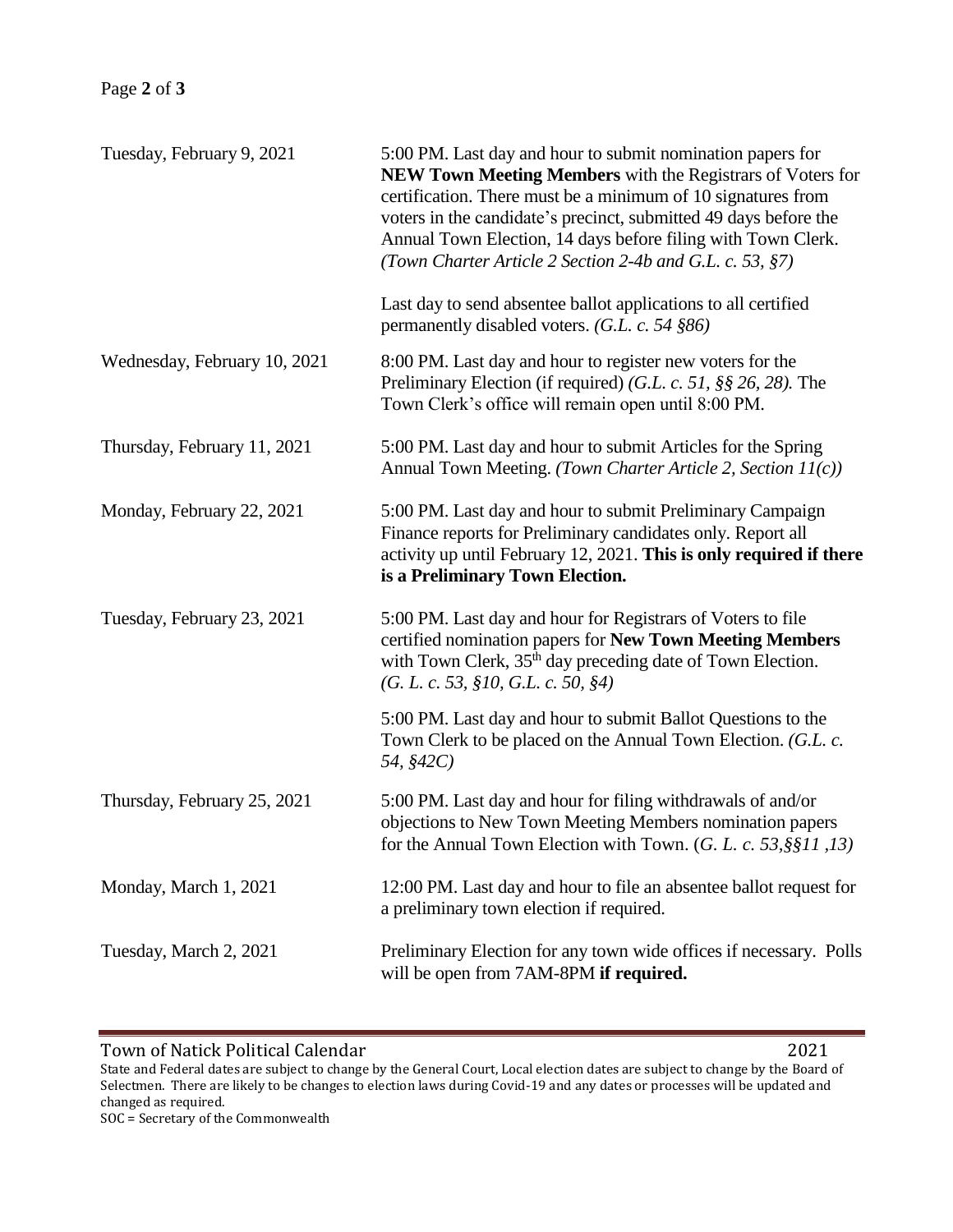| | |
|---|---|
| Tuesday, February 9, 2021 | 5:00 PM. Last day and hour to submit nomination papers for **NEW Town Meeting Members** with the Registrars of Voters for certification. There must be a minimum of 10 signatures from voters in the candidate's precinct, submitted 49 days before the Annual Town Election, 14 days before filing with Town Clerk. *(Town Charter Article 2 Section 2-4b and G.L. c. 53, §7)* |
| | Last day to send absentee ballot applications to all certified permanently disabled voters. *(G.L. c. 54 §86)* |
| Wednesday, February 10, 2021 | 8:00 PM. Last day and hour to register new voters for the Preliminary Election (if required) *(G.L. c. 51, §§ 26, 28).* The Town Clerk's office will remain open until 8:00 PM. |
| Thursday, February 11, 2021 | 5:00 PM. Last day and hour to submit Articles for the Spring Annual Town Meeting. *(Town Charter Article 2, Section 11(c))* |
| Monday, February 22, 2021 | 5:00 PM. Last day and hour to submit Preliminary Campaign Finance reports for Preliminary candidates only. Report all activity up until February 12, 2021. **This is only required if there is a Preliminary Town Election.** |
| Tuesday, February 23, 2021 | 5:00 PM. Last day and hour for Registrars of Voters to file certified nomination papers for **New Town Meeting Members** with Town Clerk, 35th day preceding date of Town Election. *(G. L. c. 53, §10, G.L. c. 50, §4)* |
| | 5:00 PM. Last day and hour to submit Ballot Questions to the Town Clerk to be placed on the Annual Town Election. *(G.L. c. 54, §42C)* |
| Thursday, February 25, 2021 | 5:00 PM. Last day and hour for filing withdrawals of and/or objections to New Town Meeting Members nomination papers for the Annual Town Election with Town. (*G. L. c. 53,§§11 ,13)* |
| Monday, March 1, 2021 | 12:00 PM. Last day and hour to file an absentee ballot request for a preliminary town election if required. |
| Tuesday, March 2, 2021 | Preliminary Election for any town wide offices if necessary. Polls will be open from 7AM-8PM **if required.** |

Town of Natick Political Calendar 2021
State and Federal dates are subject to change by the General Court, Local election dates are subject to change by the Board of Selectmen. There are likely to be changes to election laws during Covid-19 and any dates or processes will be updated and changed as required.
SOC = Secretary of the Commonwealth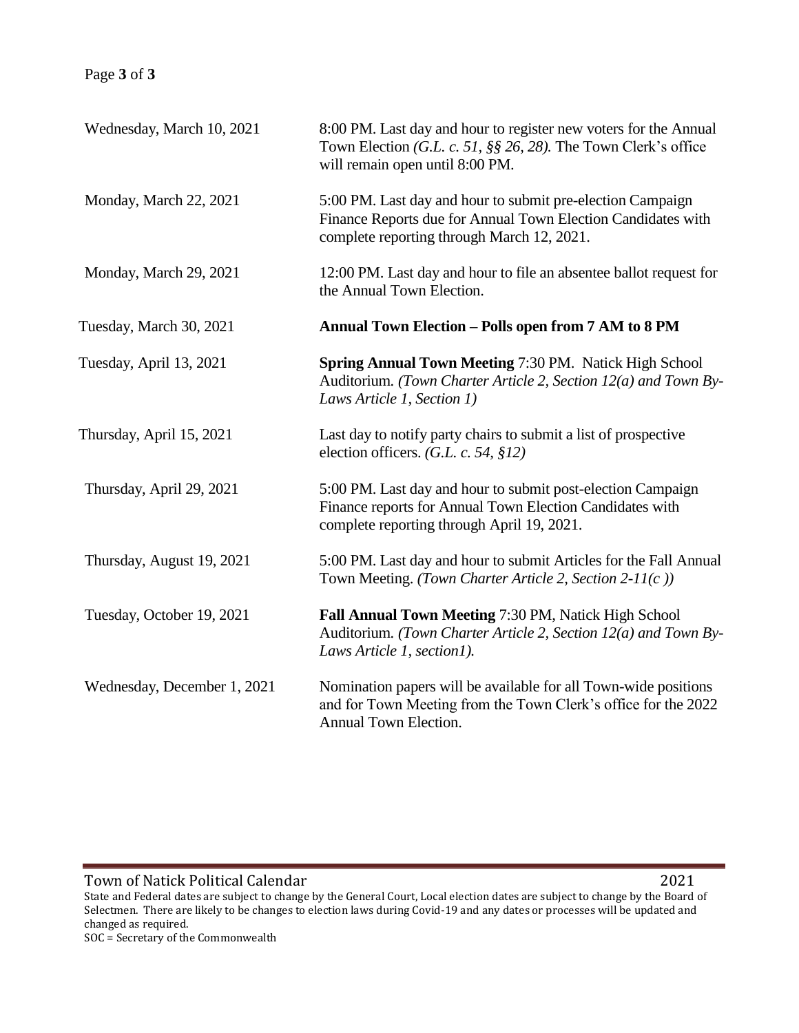| | |
|---|---|
| Wednesday, March 10, 2021 | 8:00 PM. Last day and hour to register new voters for the Annual Town Election *(G.L. c. 51, §§ 26, 28).* The Town Clerk's office will remain open until 8:00 PM. |
| Monday, March 22, 2021 | 5:00 PM. Last day and hour to submit pre-election Campaign Finance Reports due for Annual Town Election Candidates with complete reporting through March 12, 2021. |
| Monday, March 29, 2021 | 12:00 PM. Last day and hour to file an absentee ballot request for the Annual Town Election. |
| Tuesday, March 30, 2021 | **Annual Town Election – Polls open from 7 AM to 8 PM** |
| Tuesday, April 13, 2021 | **Spring Annual Town Meeting** 7:30 PM. Natick High School Auditorium. *(Town Charter Article 2, Section 12(a) and Town By-Laws Article 1, Section 1)* |
| Thursday, April 15, 2021 | Last day to notify party chairs to submit a list of prospective election officers. *(G.L. c. 54, §12)* |
| Thursday, April 29, 2021 | 5:00 PM. Last day and hour to submit post-election Campaign Finance reports for Annual Town Election Candidates with complete reporting through April 19, 2021. |
| Thursday, August 19, 2021 | 5:00 PM. Last day and hour to submit Articles for the Fall Annual Town Meeting. *(Town Charter Article 2, Section 2-11(c ))* |
| Tuesday, October 19, 2021 | **Fall Annual Town Meeting** 7:30 PM, Natick High School Auditorium. *(Town Charter Article 2, Section 12(a) and Town By-Laws Article 1, section1).* |
| Wednesday, December 1, 2021 | Nomination papers will be available for all Town-wide positions and for Town Meeting from the Town Clerk's office for the 2022 Annual Town Election. |

Town of Natick Political Calendar 2021

State and Federal dates are subject to change by the General Court, Local election dates are subject to change by the Board of Selectmen. There are likely to be changes to election laws during Covid-19 and any dates or processes will be updated and changed as required.

SOC = Secretary of the Commonwealth